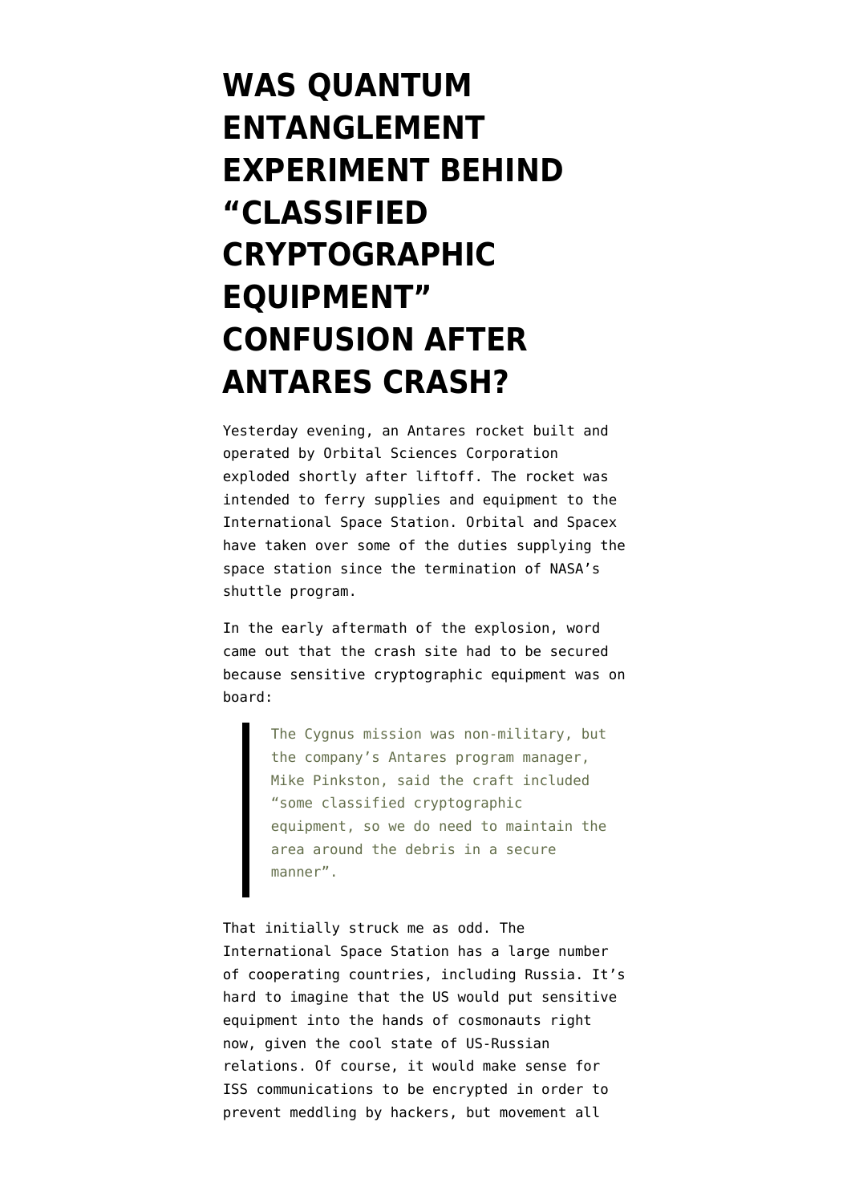# WAS QUANTUM ENTANGLEMENT EXPERIMENT BEHIND "CLASSIFIED CRYPTOGRAPHIC EQUIPMENT" CONFUSION AFTER ANTARES CRASH?

Yesterday evening, an Antares rocket built and operated by Orbital Sciences Corporation exploded shortly after liftoff. The rocket was intended to ferry supplies and equipment to the International Space Station. Orbital and Spacex have taken over some of the duties supplying the space station since the termination of NASA's shuttle program.

In the early aftermath of the explosion, word came out that the crash site had to be secured because sensitive cryptographic equipment was on board:

> The Cygnus mission was non-military, but the company's Antares program manager, Mike Pinkston, said the craft included "some classified cryptographic equipment, so we do need to maintain the area around the debris in a secure manner".

That initially struck me as odd. The International Space Station has a large number of cooperating countries, including Russia. It's hard to imagine that the US would put sensitive equipment into the hands of cosmonauts right now, given the cool state of US-Russian relations. Of course, it would make sense for ISS communications to be encrypted in order to prevent meddling by hackers, but movement all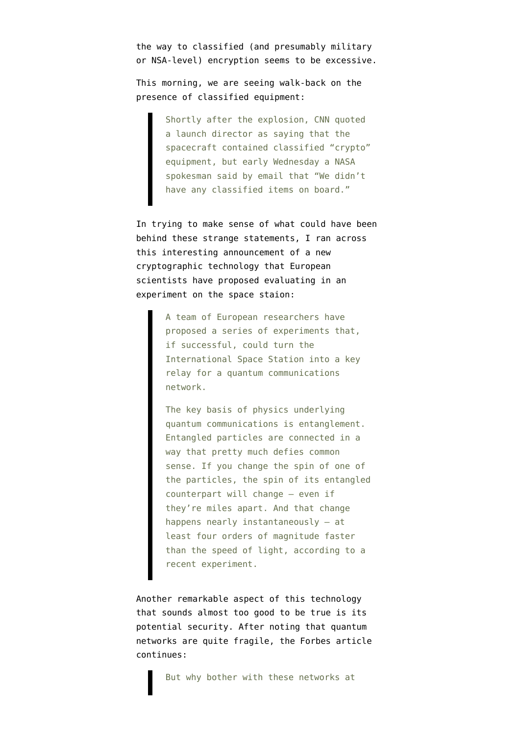the way to classified (and presumably military or NSA-level) encryption seems to be excessive.

This morning, we are seeing walk-back on the presence of classified equipment:

> Shortly after the explosion, CNN quoted a launch director as saying that the spacecraft contained classified "crypto" equipment, but early Wednesday a NASA spokesman said by email that "We didn't have any classified items on board."

In trying to make sense of what could have been behind these strange statements, I ran across this interesting announcement of a new cryptographic technology that European scientists have proposed evaluating in an experiment on the space staion:

> A team of European researchers have proposed a series of experiments that, if successful, could turn the International Space Station into a key relay for a quantum communications network.
>
> The key basis of physics underlying quantum communications is entanglement. Entangled particles are connected in a way that pretty much defies common sense. If you change the spin of one of the particles, the spin of its entangled counterpart will change — even if they're miles apart. And that change happens nearly instantaneously — at least four orders of magnitude faster than the speed of light, according to a recent experiment.

Another remarkable aspect of this technology that sounds almost too good to be true is its potential security. After noting that quantum networks are quite fragile, the Forbes article continues:

> But why bother with these networks at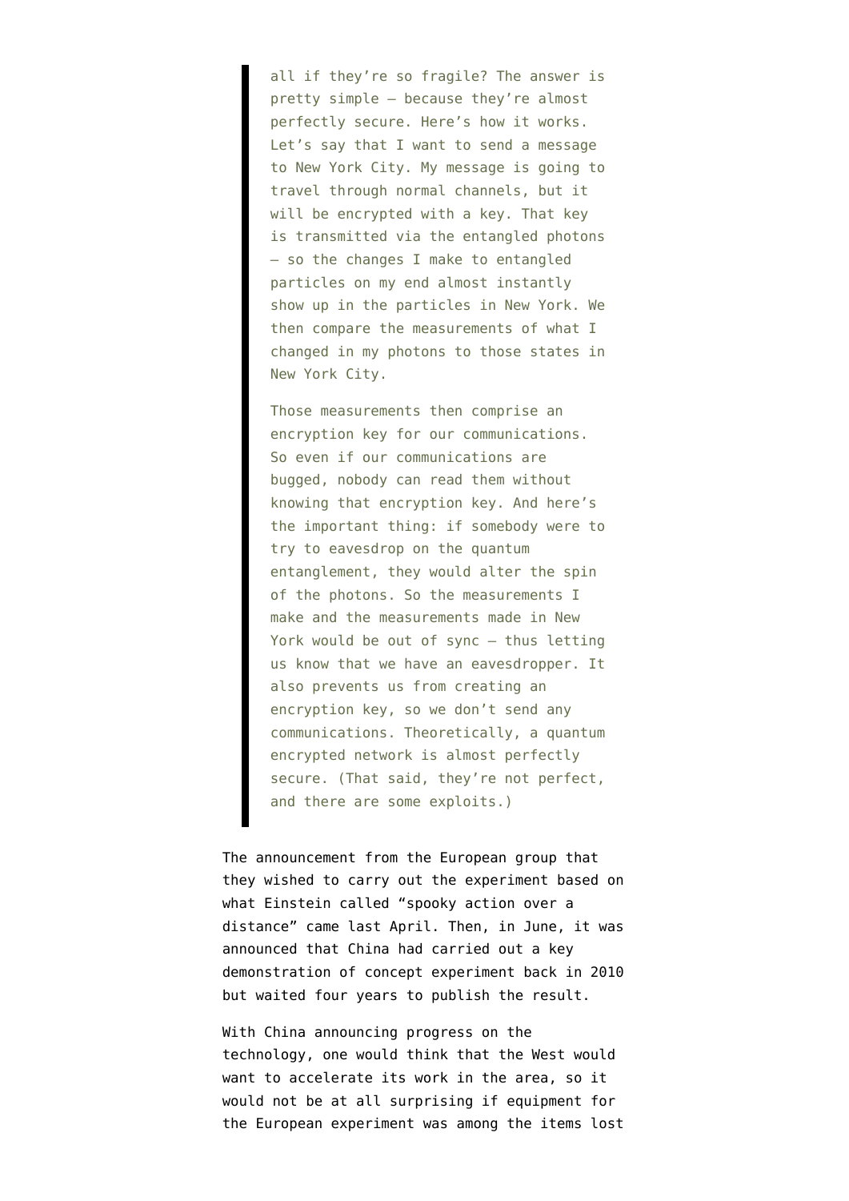> all if they're so fragile? The answer is pretty simple — because they're almost perfectly secure. Here's how it works. Let's say that I want to send a message to New York City. My message is going to travel through normal channels, but it will be encrypted with a key. That key is transmitted via the entangled photons — so the changes I make to entangled particles on my end almost instantly show up in the particles in New York. We then compare the measurements of what I changed in my photons to those states in New York City.
>
> Those measurements then comprise an encryption key for our communications. So even if our communications are bugged, nobody can read them without knowing that encryption key. And here's the important thing: if somebody were to try to eavesdrop on the quantum entanglement, they would alter the spin of the photons. So the measurements I make and the measurements made in New York would be out of sync — thus letting us know that we have an eavesdropper. It also prevents us from creating an encryption key, so we don't send any communications. Theoretically, a quantum encrypted network is almost perfectly secure. (That said, they're not perfect, and there are some exploits.)

The announcement from the European group that they wished to carry out the experiment based on what Einstein called "spooky action over a distance" came last April. Then, in June, it was announced that China had carried out a key demonstration of concept experiment back in 2010 but waited four years to publish the result.

With China announcing progress on the technology, one would think that the West would want to accelerate its work in the area, so it would not be at all surprising if equipment for the European experiment was among the items lost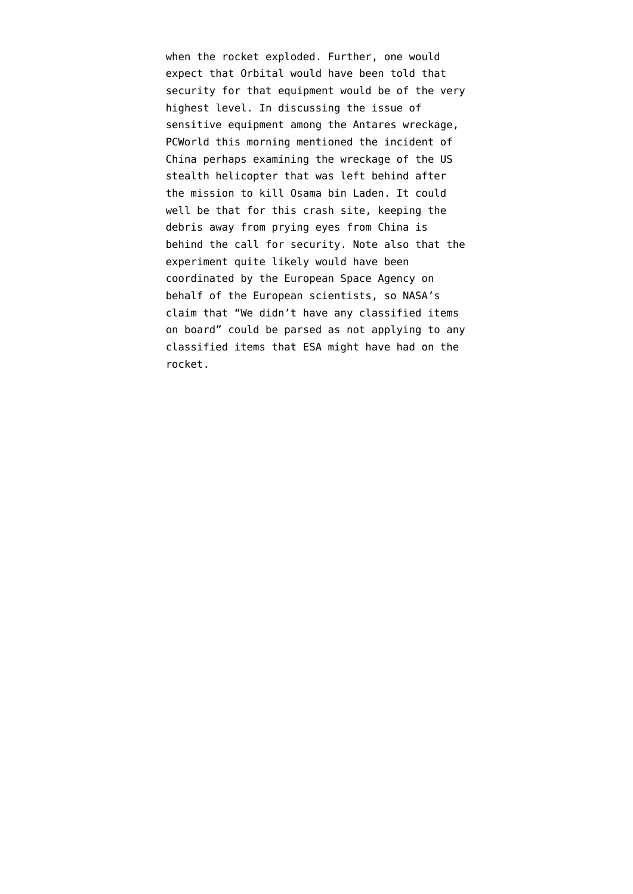when the rocket exploded. Further, one would expect that Orbital would have been told that security for that equipment would be of the very highest level. In discussing the issue of sensitive equipment among the Antares wreckage, PCWorld this morning mentioned the incident of China perhaps examining the wreckage of the US stealth helicopter that was left behind after the mission to kill Osama bin Laden. It could well be that for this crash site, keeping the debris away from prying eyes from China is behind the call for security. Note also that the experiment quite likely would have been coordinated by the European Space Agency on behalf of the European scientists, so NASA's claim that "We didn't have any classified items on board" could be parsed as not applying to any classified items that ESA might have had on the rocket.